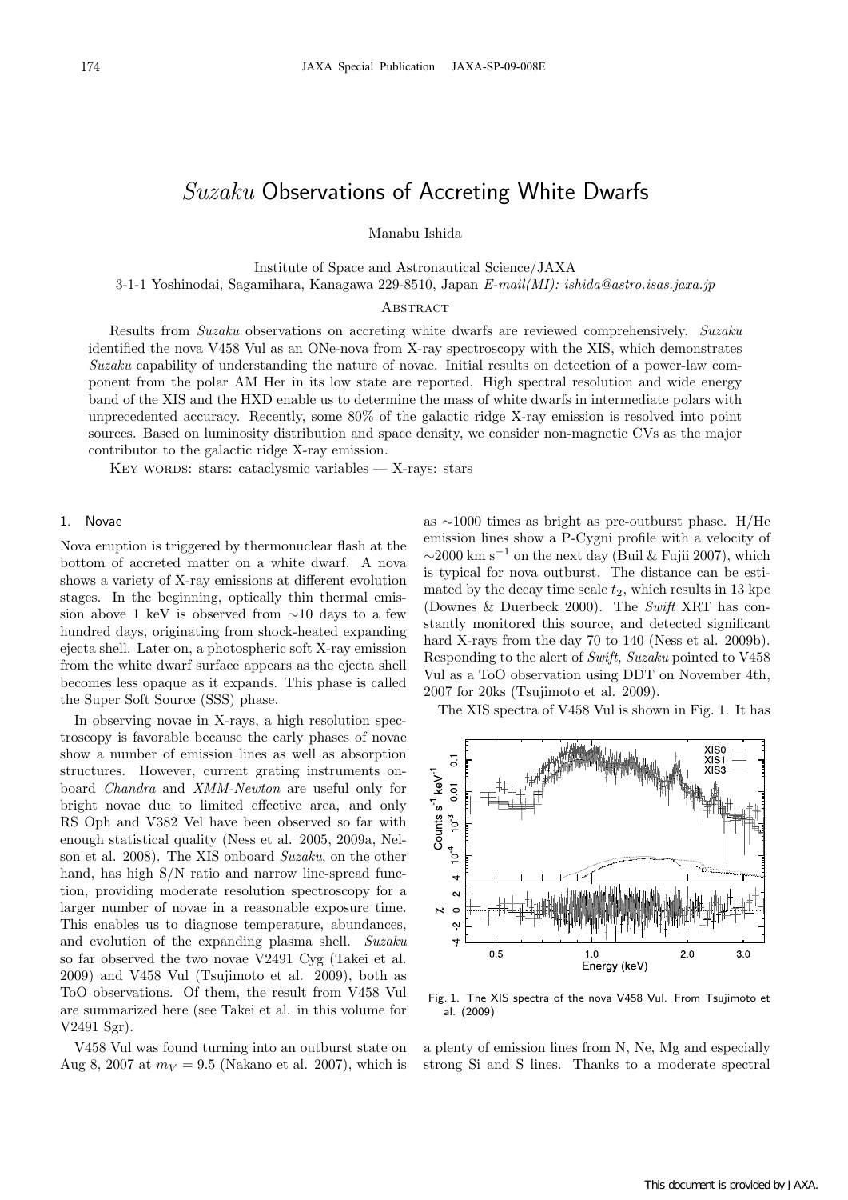# *Suzaku* Observations of Accreting White Dwarfs

Manabu Ishida

Institute of Space and Astronautical Science/JAXA
3-1-1 Yoshinodai, Sagamihara, Kanagawa 229-8510, Japan *E-mail(MI): ishida@astro.isas.jaxa.jp*

## Abstract

Results from *Suzaku* observations on accreting white dwarfs are reviewed comprehensively. *Suzaku* identified the nova V458 Vul as an ONe-nova from X-ray spectroscopy with the XIS, which demonstrates *Suzaku* capability of understanding the nature of novae. Initial results on detection of a power-law component from the polar AM Her in its low state are reported. High spectral resolution and wide energy band of the XIS and the HXD enable us to determine the mass of white dwarfs in intermediate polars with unprecedented accuracy. Recently, some 80% of the galactic ridge X-ray emission is resolved into point sources. Based on luminosity distribution and space density, we consider non-magnetic CVs as the major contributor to the galactic ridge X-ray emission.

Key words: stars: cataclysmic variables — X-rays: stars

## 1. Novae

Nova eruption is triggered by thermonuclear flash at the bottom of accreted matter on a white dwarf. A nova shows a variety of X-ray emissions at different evolution stages. In the beginning, optically thin thermal emission above 1 keV is observed from ~10 days to a few hundred days, originating from shock-heated expanding ejecta shell. Later on, a photospheric soft X-ray emission from the white dwarf surface appears as the ejecta shell becomes less opaque as it expands. This phase is called the Super Soft Source (SSS) phase.

In observing novae in X-rays, a high resolution spectroscopy is favorable because the early phases of novae show a number of emission lines as well as absorption structures. However, current grating instruments onboard *Chandra* and *XMM-Newton* are useful only for bright novae due to limited effective area, and only RS Oph and V382 Vel have been observed so far with enough statistical quality (Ness et al. 2005, 2009a, Nelson et al. 2008). The XIS onboard *Suzaku*, on the other hand, has high S/N ratio and narrow line-spread function, providing moderate resolution spectroscopy for a larger number of novae in a reasonable exposure time. This enables us to diagnose temperature, abundances, and evolution of the expanding plasma shell. *Suzaku* so far observed the two novae V2491 Cyg (Takei et al. 2009) and V458 Vul (Tsujimoto et al. 2009), both as ToO observations. Of them, the result from V458 Vul are summarized here (see Takei et al. in this volume for V2491 Sgr).

V458 Vul was found turning into an outburst state on Aug 8, 2007 at $m_V = 9.5$ (Nakano et al. 2007), which is as ~1000 times as bright as pre-outburst phase. H/He emission lines show a P-Cygni profile with a velocity of ~2000 km s$^{-1}$ on the next day (Buil & Fujii 2007), which is typical for nova outburst. The distance can be estimated by the decay time scale $t_2$, which results in 13 kpc (Downes & Duerbeck 2000). The *Swift* XRT has constantly monitored this source, and detected significant hard X-rays from the day 70 to 140 (Ness et al. 2009b). Responding to the alert of *Swift*, *Suzaku* pointed to V458 Vul as a ToO observation using DDT on November 4th, 2007 for 20ks (Tsujimoto et al. 2009).

The XIS spectra of V458 Vul is shown in Fig. 1. It has

Fig. 1. The XIS spectra of the nova V458 Vul. From Tsujimoto et al. (2009)

a plenty of emission lines from N, Ne, Mg and especially strong Si and S lines. Thanks to a moderate spectral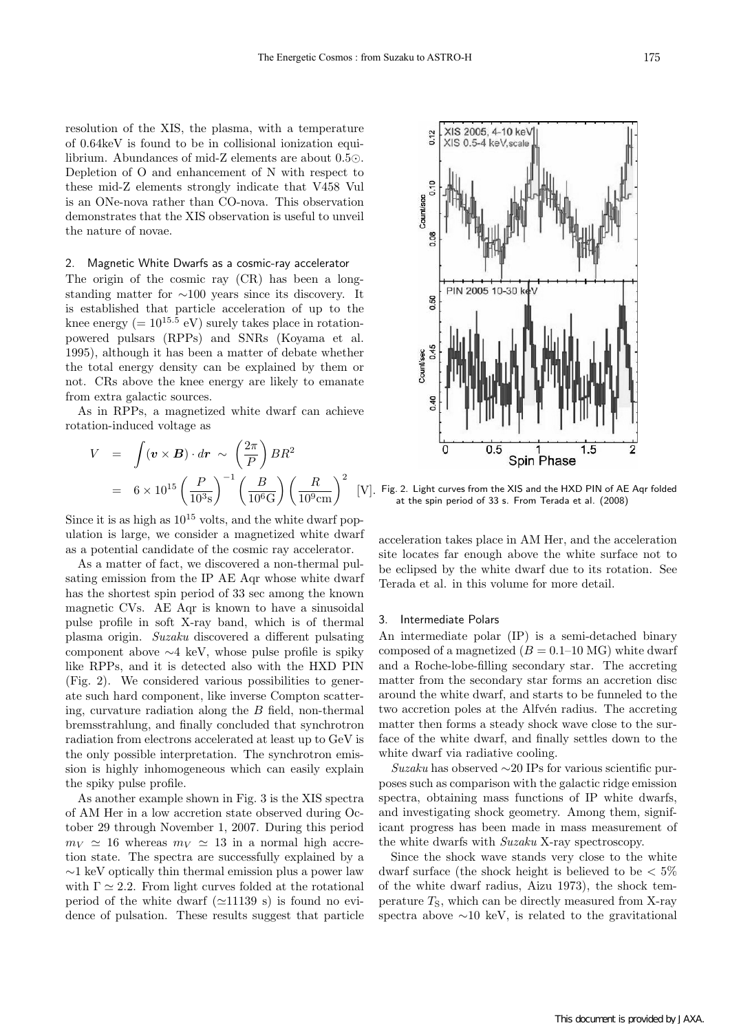resolution of the XIS, the plasma, with a temperature of 0.64keV is found to be in collisional ionization equilibrium. Abundances of mid-Z elements are about 0.5$\odot$. Depletion of O and enhancement of N with respect to these mid-Z elements strongly indicate that V458 Vul is an ONe-nova rather than CO-nova. This observation demonstrates that the XIS observation is useful to unveil the nature of novae.

## 2. Magnetic White Dwarfs as a cosmic-ray accelerator

The origin of the cosmic ray (CR) has been a long-standing matter for ∼100 years since its discovery. It is established that particle acceleration of up to the knee energy ($= 10^{15.5}$ eV) surely takes place in rotation-powered pulsars (RPPs) and SNRs (Koyama et al. 1995), although it has been a matter of debate whether the total energy density can be explained by them or not. CRs above the knee energy are likely to emanate from extra galactic sources.

As in RPPs, a magnetized white dwarf can achieve rotation-induced voltage as

$$
\begin{aligned}
V &= \int (\boldsymbol{v} \times \boldsymbol{B}) \cdot d\boldsymbol{r} \sim \left(\frac{2\pi}{P}\right) B R^2 \\
&= 6 \times 10^{15} \left(\frac{P}{10^3 \mathrm{s}}\right)^{-1} \left(\frac{B}{10^6 \mathrm{G}}\right) \left(\frac{R}{10^9 \mathrm{cm}}\right)^2 \quad [\mathrm{V}].
\end{aligned}
$$

Since it is as high as $10^{15}$ volts, and the white dwarf population is large, we consider a magnetized white dwarf as a potential candidate of the cosmic ray accelerator.

As a matter of fact, we discovered a non-thermal pulsating emission from the IP AE Aqr whose white dwarf has the shortest spin period of 33 sec among the known magnetic CVs. AE Aqr is known to have a sinusoidal pulse profile in soft X-ray band, which is of thermal plasma origin. *Suzaku* discovered a different pulsating component above ∼4 keV, whose pulse profile is spiky like RPPs, and it is detected also with the HXD PIN (Fig. 2). We considered various possibilities to generate such hard component, like inverse Compton scattering, curvature radiation along the $B$ field, non-thermal bremsstrahlung, and finally concluded that synchrotron radiation from electrons accelerated at least up to GeV is the only possible interpretation. The synchrotron emission is highly inhomogeneous which can easily explain the spiky pulse profile.

As another example shown in Fig. 3 is the XIS spectra of AM Her in a low accretion state observed during October 29 through November 1, 2007. During this period $m_V \simeq 16$ whereas $m_V \simeq 13$ in a normal high accretion state. The spectra are successfully explained by a ∼1 keV optically thin thermal emission plus a power law with $\Gamma \simeq 2.2$. From light curves folded at the rotational period of the white dwarf ($\simeq$11139 s) is found no evidence of pulsation. These results suggest that particle acceleration takes place in AM Her, and the acceleration site locates far enough above the white surface not to be eclipsed by the white dwarf due to its rotation. See Terada et al. in this volume for more detail.

Fig. 2. Light curves from the XIS and the HXD PIN of AE Aqr folded at the spin period of 33 s. From Terada et al. (2008)

## 3. Intermediate Polars

An intermediate polar (IP) is a semi-detached binary composed of a magnetized ($B = 0.1$–$10$ MG) white dwarf and a Roche-lobe-filling secondary star. The accreting matter from the secondary star forms an accretion disc around the white dwarf, and starts to be funneled to the two accretion poles at the Alfvén radius. The accreting matter then forms a steady shock wave close to the surface of the white dwarf, and finally settles down to the white dwarf via radiative cooling.

*Suzaku* has observed ∼20 IPs for various scientific purposes such as comparison with the galactic ridge emission spectra, obtaining mass functions of IP white dwarfs, and investigating shock geometry. Among them, significant progress has been made in mass measurement of the white dwarfs with *Suzaku* X-ray spectroscopy.

Since the shock wave stands very close to the white dwarf surface (the shock height is believed to be $< 5\%$ of the white dwarf radius, Aizu 1973), the shock temperature $T_S$, which can be directly measured from X-ray spectra above ∼10 keV, is related to the gravitational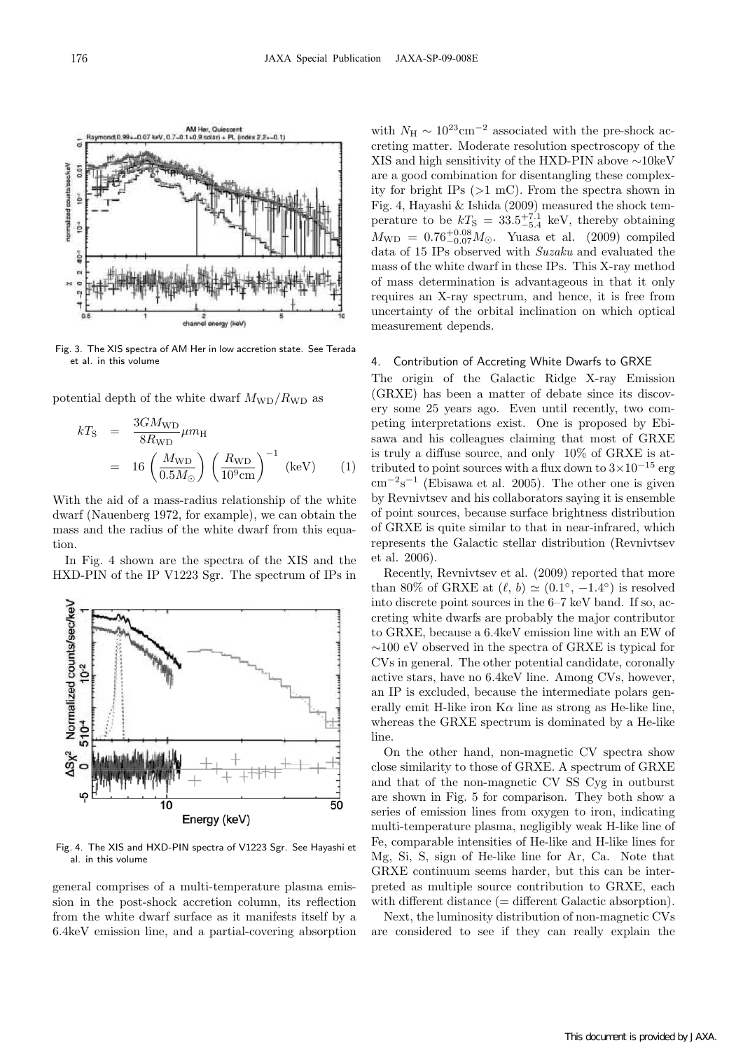Fig. 3. The XIS spectra of AM Her in low accretion state. See Terada et al. in this volume

potential depth of the white dwarf $M_{\rm WD}/R_{\rm WD}$ as

$$
\begin{aligned}
kT_{\rm S} &= \frac{3GM_{\rm WD}}{8R_{\rm WD}}\mu m_{\rm H} \\
&= 16\left(\frac{M_{\rm WD}}{0.5M_{\odot}}\right)\left(\frac{R_{\rm WD}}{10^9{\rm cm}}\right)^{-1}\ ({\rm keV}) \qquad (1)
\end{aligned}
$$

With the aid of a mass-radius relationship of the white dwarf (Nauenberg 1972, for example), we can obtain the mass and the radius of the white dwarf from this equation.

In Fig. 4 shown are the spectra of the XIS and the HXD-PIN of the IP V1223 Sgr. The spectrum of IPs in general comprises of a multi-temperature plasma emission in the post-shock accretion column, its reflection from the white dwarf surface as it manifests itself by a 6.4keV emission line, and a partial-covering absorption with $N_{\rm H} \sim 10^{23}{\rm cm}^{-2}$ associated with the pre-shock accreting matter. Moderate resolution spectroscopy of the XIS and high sensitivity of the HXD-PIN above ~10keV are a good combination for disentangling these complexity for bright IPs (>1 mC). From the spectra shown in Fig. 4, Hayashi & Ishida (2009) measured the shock temperature to be $kT_{\rm S} = 33.5^{+7.1}_{-5.4}$ keV, thereby obtaining $M_{\rm WD} = 0.76^{+0.08}_{-0.07}M_{\odot}$. Yuasa et al. (2009) compiled data of 15 IPs observed with *Suzaku* and evaluated the mass of the white dwarf in these IPs. This X-ray method of mass determination is advantageous in that it only requires an X-ray spectrum, and hence, it is free from uncertainty of the orbital inclination on which optical measurement depends.

Fig. 4. The XIS and HXD-PIN spectra of V1223 Sgr. See Hayashi et al. in this volume

## 4. Contribution of Accreting White Dwarfs to GRXE

The origin of the Galactic Ridge X-ray Emission (GRXE) has been a matter of debate since its discovery some 25 years ago. Even until recently, two competing interpretations exist. One is proposed by Ebisawa and his colleagues claiming that most of GRXE is truly a diffuse source, and only 10% of GRXE is attributed to point sources with a flux down to $3\times10^{-15}$ erg cm$^{-2}$s$^{-1}$ (Ebisawa et al. 2005). The other one is given by Revnivtsev and his collaborators saying it is ensemble of point sources, because surface brightness distribution of GRXE is quite similar to that in near-infrared, which represents the Galactic stellar distribution (Revnivtsev et al. 2006).

Recently, Revnivtsev et al. (2009) reported that more than 80% of GRXE at $(\ell,\, b) \simeq (0.1^{\circ},\, -1.4^{\circ})$ is resolved into discrete point sources in the 6–7 keV band. If so, accreting white dwarfs are probably the major contributor to GRXE, because a 6.4keV emission line with an EW of ~100 eV observed in the spectra of GRXE is typical for CVs in general. The other potential candidate, coronally active stars, have no 6.4keV line. Among CVs, however, an IP is excluded, because the intermediate polars generally emit H-like iron K$\alpha$ line as strong as He-like line, whereas the GRXE spectrum is dominated by a He-like line.

On the other hand, non-magnetic CV spectra show close similarity to those of GRXE. A spectrum of GRXE and that of the non-magnetic CV SS Cyg in outburst are shown in Fig. 5 for comparison. They both show a series of emission lines from oxygen to iron, indicating multi-temperature plasma, negligibly weak H-like line of Fe, comparable intensities of He-like and H-like lines for Mg, Si, S, sign of He-like line for Ar, Ca. Note that GRXE continuum seems harder, but this can be interpreted as multiple source contribution to GRXE, each with different distance (= different Galactic absorption).

Next, the luminosity distribution of non-magnetic CVs are considered to see if they can really explain the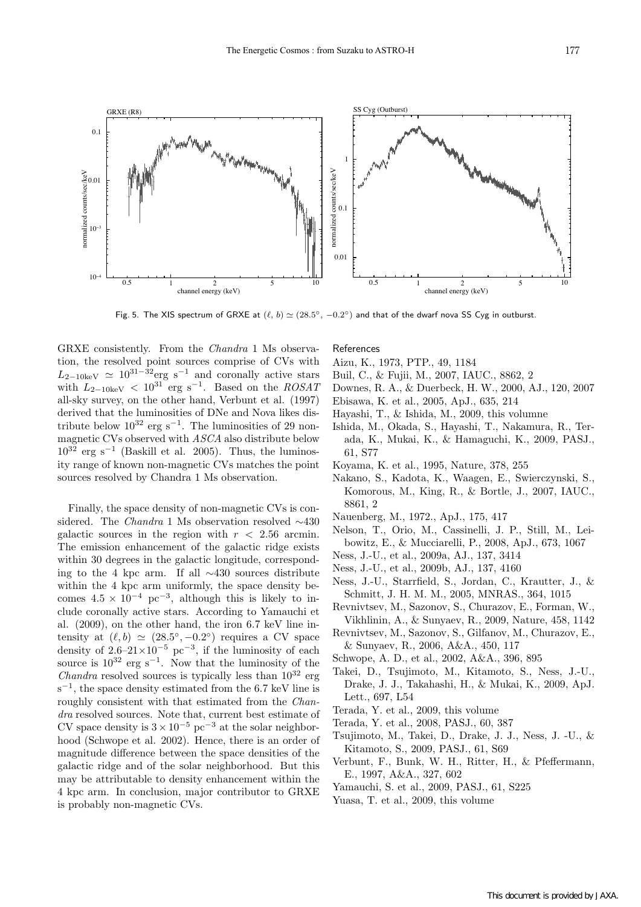GRXE (R8)

0.1

0.01

$10^{-3}$

$10^{-4}$

normalized counts/sec/keV

0.5 1 2 5 10

channel energy (keV)

SS Cyg (Outburst)

1

0.1

0.01

normalized counts/sec/keV

0.5 1 2 5 10

channel energy (keV)

Fig. 5. The XIS spectrum of GRXE at $(\ell, b) \simeq (28.5°, -0.2°)$ and that of the dwarf nova SS Cyg in outburst.

GRXE consistently. From the *Chandra* 1 Ms observation, the resolved point sources comprise of CVs with $L_{2-10\mathrm{keV}} \simeq 10^{31-32}$erg s$^{-1}$ and coronally active stars with $L_{2-10\mathrm{keV}} < 10^{31}$ erg s$^{-1}$. Based on the *ROSAT* all-sky survey, on the other hand, Verbunt et al. (1997) derived that the luminosities of DNe and Nova likes distribute below $10^{32}$ erg s$^{-1}$. The luminosities of 29 non-magnetic CVs observed with *ASCA* also distribute below $10^{32}$ erg s$^{-1}$ (Baskill et al. 2005). Thus, the luminosity range of known non-magnetic CVs matches the point sources resolved by Chandra 1 Ms observation.

Finally, the space density of non-magnetic CVs is considered. The *Chandra* 1 Ms observation resolved ∼430 galactic sources in the region with $r < 2.56$ arcmin. The emission enhancement of the galactic ridge exists within 30 degrees in the galactic longitude, corresponding to the 4 kpc arm. If all ∼430 sources distribute within the 4 kpc arm uniformly, the space density becomes $4.5 \times 10^{-4}$ pc$^{-3}$, although this is likely to include coronally active stars. According to Yamauchi et al. (2009), on the other hand, the iron 6.7 keV line intensity at $(\ell, b) \simeq (28.5°, -0.2°)$ requires a CV space density of 2.6–21$\times 10^{-5}$ pc$^{-3}$, if the luminosity of each source is $10^{32}$ erg s$^{-1}$. Now that the luminosity of the *Chandra* resolved sources is typically less than $10^{32}$ erg s$^{-1}$, the space density estimated from the 6.7 keV line is roughly consistent with that estimated from the *Chandra* resolved sources. Note that, current best estimate of CV space density is $3 \times 10^{-5}$ pc$^{-3}$ at the solar neighborhood (Schwope et al. 2002). Hence, there is an order of magnitude difference between the space densities of the galactic ridge and of the solar neighborhood. But this may be attributable to density enhancement within the 4 kpc arm. In conclusion, major contributor to GRXE is probably non-magnetic CVs.

## References

Aizu, K., 1973, PTP., 49, 1184

Buil, C., & Fujii, M., 2007, IAUC., 8862, 2

Downes, R. A., & Duerbeck, H. W., 2000, AJ., 120, 2007

Ebisawa, K. et al., 2005, ApJ., 635, 214

Hayashi, T., & Ishida, M., 2009, this volumne

Ishida, M., Okada, S., Hayashi, T., Nakamura, R., Terada, K., Mukai, K., & Hamaguchi, K., 2009, PASJ., 61, S77

Koyama, K. et al., 1995, Nature, 378, 255

Nakano, S., Kadota, K., Waagen, E., Swierczynski, S., Komorous, M., King, R., & Bortle, J., 2007, IAUC., 8861, 2

Nauenberg, M., 1972., ApJ., 175, 417

Nelson, T., Orio, M., Cassinelli, J. P., Still, M., Leibowitz, E., & Mucciarelli, P., 2008, ApJ., 673, 1067

Ness, J.-U., et al., 2009a, AJ., 137, 3414

Ness, J.-U., et al., 2009b, AJ., 137, 4160

Ness, J.-U., Starrfield, S., Jordan, C., Krautter, J., & Schmitt, J. H. M. M., 2005, MNRAS., 364, 1015

Revnivtsev, M., Sazonov, S., Churazov, E., Forman, W., Vikhlinin, A., & Sunyaev, R., 2009, Nature, 458, 1142

Revnivtsev, M., Sazonov, S., Gilfanov, M., Churazov, E., & Sunyaev, R., 2006, A&A., 450, 117

Schwope, A. D., et al., 2002, A&A., 396, 895

Takei, D., Tsujimoto, M., Kitamoto, S., Ness, J.-U., Drake, J. J., Takahashi, H., & Mukai, K., 2009, ApJ. Lett., 697, L54

Terada, Y. et al., 2009, this volume

Terada, Y. et al., 2008, PASJ., 60, 387

Tsujimoto, M., Takei, D., Drake, J. J., Ness, J. -U., & Kitamoto, S., 2009, PASJ., 61, S69

Verbunt, F., Bunk, W. H., Ritter, H., & Pfeffermann, E., 1997, A&A., 327, 602

Yamauchi, S. et al., 2009, PASJ., 61, S225

Yuasa, T. et al., 2009, this volume